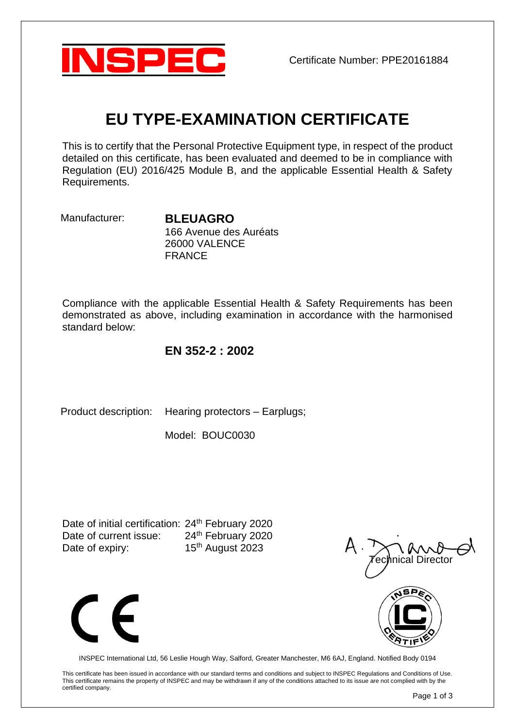INSPEC

Certificate Number: PPE20161884

# EU TYPE-EXAMINATION CERTIFICATE

This is to certify that the Personal Protective Equipment type, in respect of the product detailed on this certificate, has been evaluated and deemed to be in compliance with Regulation (EU) 2016/425 Module B, and the applicable Essential Health & Safety Requirements.

Manufacturer: **BLEUAGRO**
166 Avenue des Auréats
26000 VALENCE
FRANCE

Compliance with the applicable Essential Health & Safety Requirements has been demonstrated as above, including examination in accordance with the harmonised standard below:

**EN 352-2 : 2002**

Product description: Hearing protectors – Earplugs;

Model: BOUC0030

Date of initial certification: 24th February 2020
Date of current issue: 24th February 2020
Date of expiry: 15th August 2023

Technical Director

INSPEC International Ltd, 56 Leslie Hough Way, Salford, Greater Manchester, M6 6AJ, England. Notified Body 0194

This certificate has been issued in accordance with our standard terms and conditions and subject to INSPEC Regulations and Conditions of Use. This certificate remains the property of INSPEC and may be withdrawn if any of the conditions attached to its issue are not complied with by the certified company.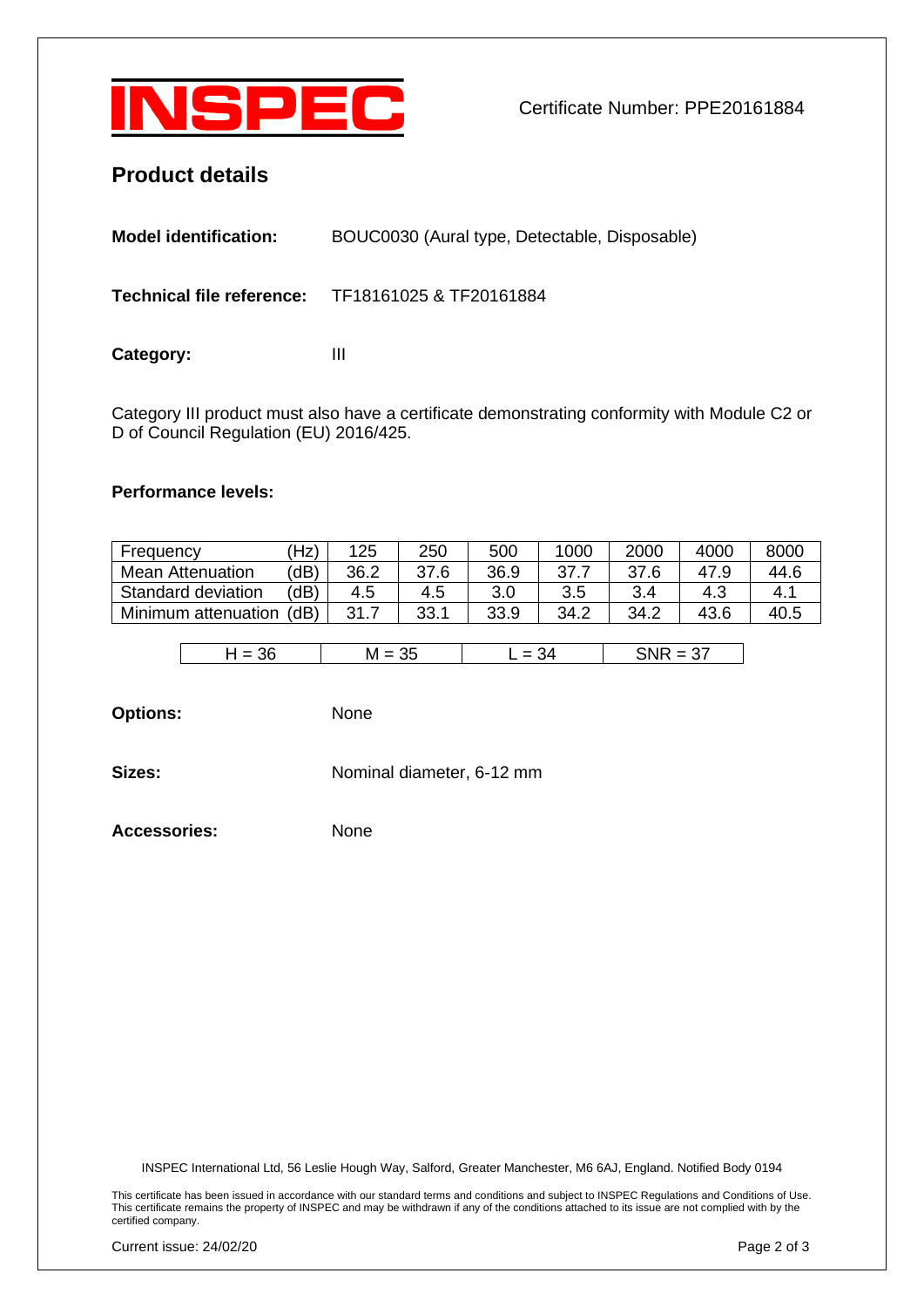INSPEC

Certificate Number: PPE20161884

## Product details

**Model identification:** BOUC0030 (Aural type, Detectable, Disposable)

**Technical file reference:** TF18161025 & TF20161884

**Category:** III

Category III product must also have a certificate demonstrating conformity with Module C2 or D of Council Regulation (EU) 2016/425.

**Performance levels:**

| Frequency (Hz) | 125 | 250 | 500 | 1000 | 2000 | 4000 | 8000 |
|---|---|---|---|---|---|---|---|
| Mean Attenuation (dB) | 36.2 | 37.6 | 36.9 | 37.7 | 37.6 | 47.9 | 44.6 |
| Standard deviation (dB) | 4.5 | 4.5 | 3.0 | 3.5 | 3.4 | 4.3 | 4.1 |
| Minimum attenuation (dB) | 31.7 | 33.1 | 33.9 | 34.2 | 34.2 | 43.6 | 40.5 |

| H = 36 | M = 35 | L = 34 | SNR = 37 |
|---|---|---|---|

**Options:** None

**Sizes:** Nominal diameter, 6-12 mm

**Accessories:** None

INSPEC International Ltd, 56 Leslie Hough Way, Salford, Greater Manchester, M6 6AJ, England. Notified Body 0194

This certificate has been issued in accordance with our standard terms and conditions and subject to INSPEC Regulations and Conditions of Use. This certificate remains the property of INSPEC and may be withdrawn if any of the conditions attached to its issue are not complied with by the certified company.

Current issue: 24/02/20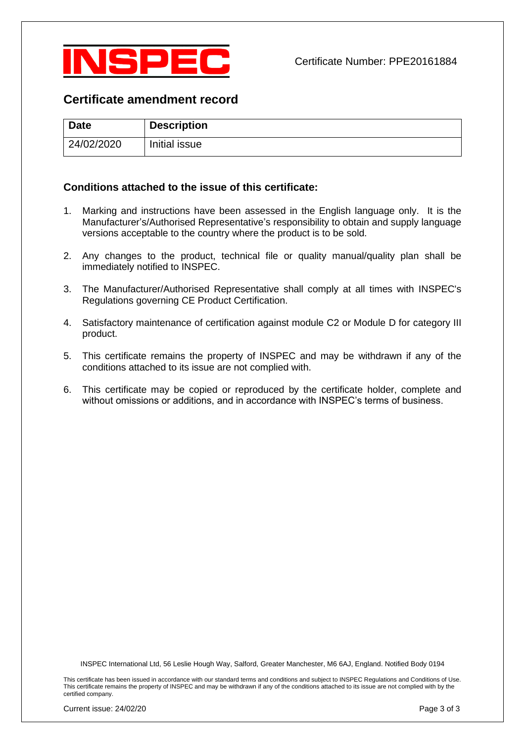INSPEC

Certificate Number: PPE20161884

## Certificate amendment record

| Date | Description |
|---|---|
| 24/02/2020 | Initial issue |

### Conditions attached to the issue of this certificate:

1. Marking and instructions have been assessed in the English language only. It is the Manufacturer's/Authorised Representative's responsibility to obtain and supply language versions acceptable to the country where the product is to be sold.

2. Any changes to the product, technical file or quality manual/quality plan shall be immediately notified to INSPEC.

3. The Manufacturer/Authorised Representative shall comply at all times with INSPEC's Regulations governing CE Product Certification.

4. Satisfactory maintenance of certification against module C2 or Module D for category III product.

5. This certificate remains the property of INSPEC and may be withdrawn if any of the conditions attached to its issue are not complied with.

6. This certificate may be copied or reproduced by the certificate holder, complete and without omissions or additions, and in accordance with INSPEC's terms of business.

INSPEC International Ltd, 56 Leslie Hough Way, Salford, Greater Manchester, M6 6AJ, England. Notified Body 0194

This certificate has been issued in accordance with our standard terms and conditions and subject to INSPEC Regulations and Conditions of Use. This certificate remains the property of INSPEC and may be withdrawn if any of the conditions attached to its issue are not complied with by the certified company.

Current issue: 24/02/20